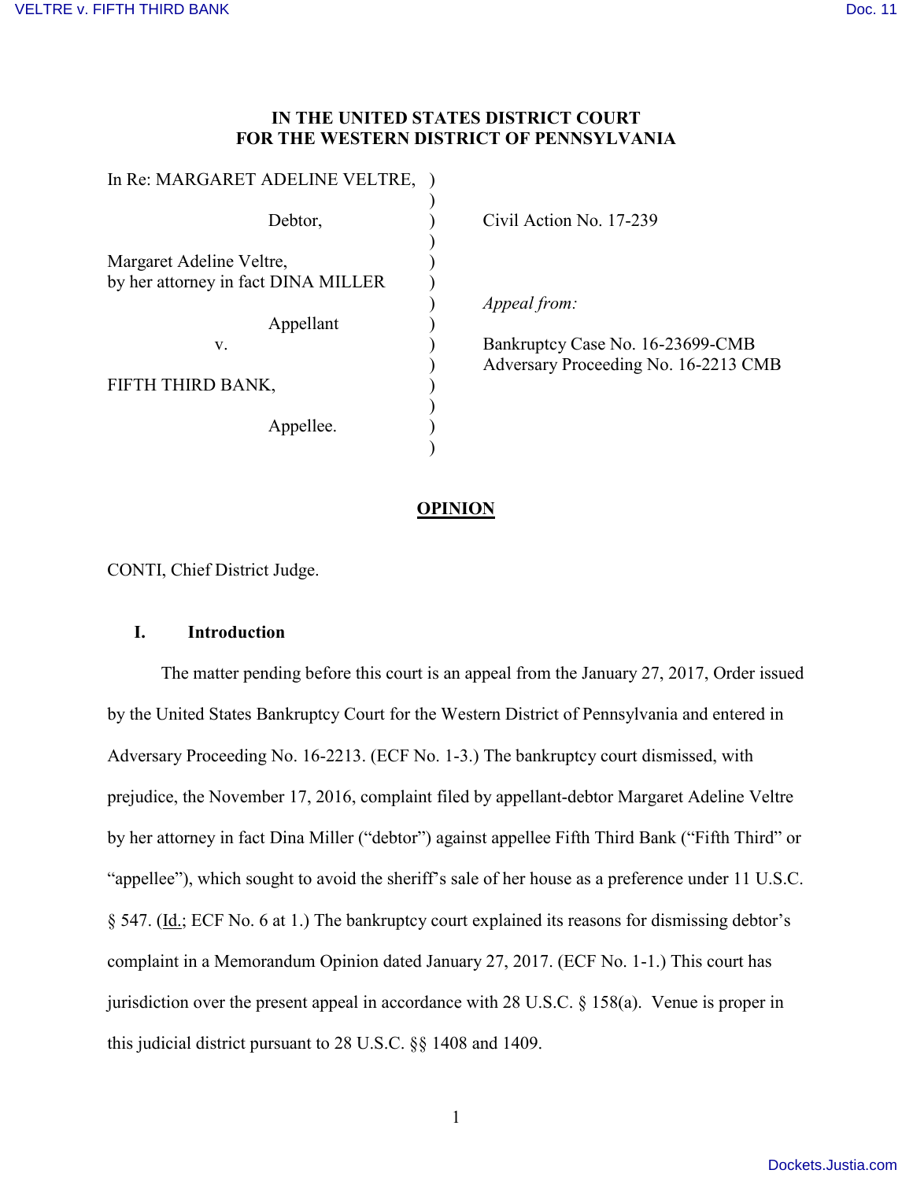**IN THE UNITED STATES DISTRICT COURT**
**FOR THE WESTERN DISTRICT OF PENNSYLVANIA**

| | | |
|---|---|---|
| In Re: MARGARET ADELINE VELTRE, | ) | |
| | ) | |
| Debtor, | ) | Civil Action No. 17-239 |
| | ) | |
| Margaret Adeline Veltre, | ) | |
| by her attorney in fact DINA MILLER | ) | |
| | ) | *Appeal from:* |
| Appellant | ) | |
| v. | ) | Bankruptcy Case No. 16-23699-CMB |
| | ) | Adversary Proceeding No. 16-2213 CMB |
| FIFTH THIRD BANK, | ) | |
| | ) | |
| Appellee. | ) | |
| | ) | |

**OPINION**

CONTI, Chief District Judge.

## I. Introduction

The matter pending before this court is an appeal from the January 27, 2017, Order issued by the United States Bankruptcy Court for the Western District of Pennsylvania and entered in Adversary Proceeding No. 16-2213. (ECF No. 1-3.) The bankruptcy court dismissed, with prejudice, the November 17, 2016, complaint filed by appellant-debtor Margaret Adeline Veltre by her attorney in fact Dina Miller ("debtor") against appellee Fifth Third Bank ("Fifth Third" or "appellee"), which sought to avoid the sheriff's sale of her house as a preference under 11 U.S.C. § 547. (Id.; ECF No. 6 at 1.) The bankruptcy court explained its reasons for dismissing debtor's complaint in a Memorandum Opinion dated January 27, 2017. (ECF No. 1-1.) This court has jurisdiction over the present appeal in accordance with 28 U.S.C. § 158(a). Venue is proper in this judicial district pursuant to 28 U.S.C. §§ 1408 and 1409.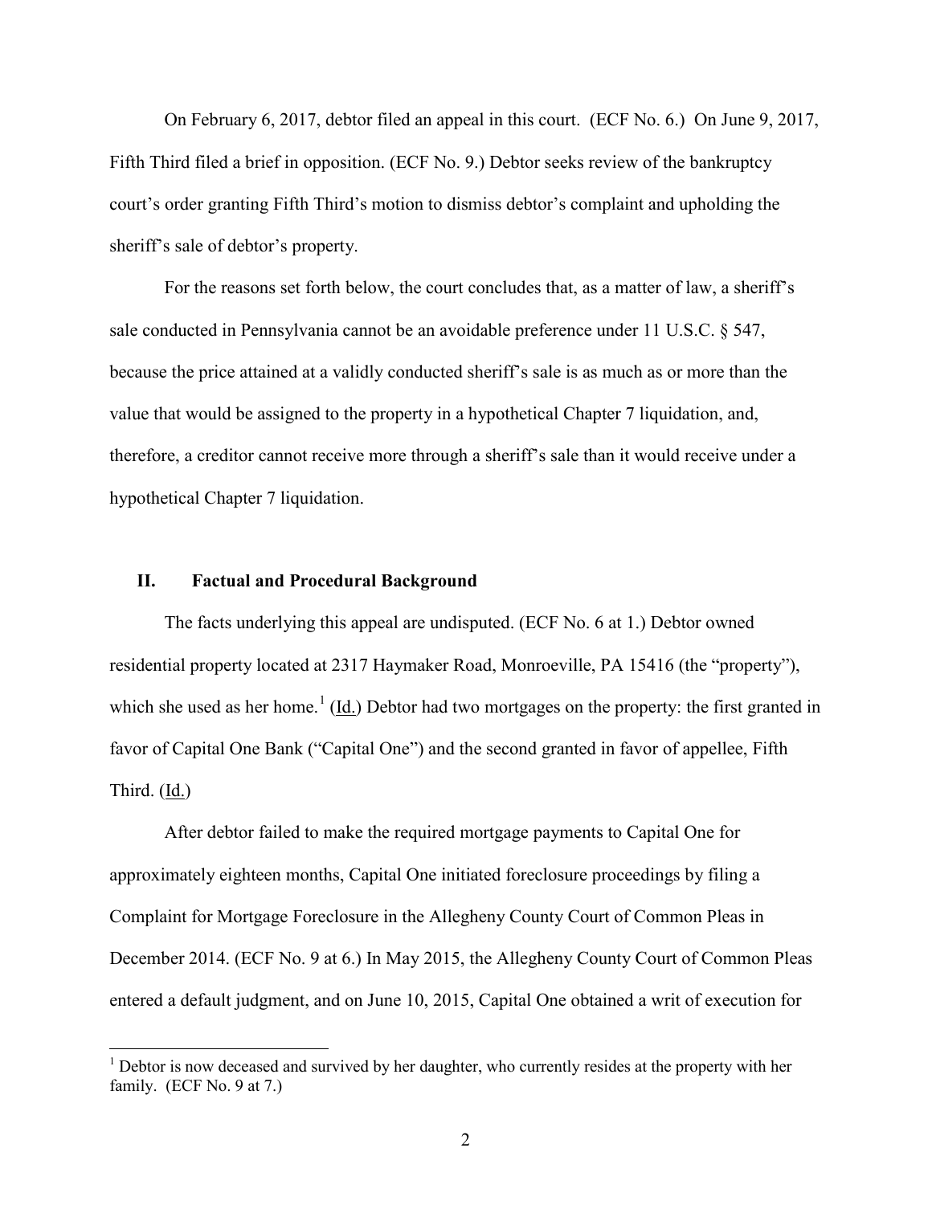On February 6, 2017, debtor filed an appeal in this court. (ECF No. 6.) On June 9, 2017, Fifth Third filed a brief in opposition. (ECF No. 9.) Debtor seeks review of the bankruptcy court's order granting Fifth Third's motion to dismiss debtor's complaint and upholding the sheriff's sale of debtor's property.

For the reasons set forth below, the court concludes that, as a matter of law, a sheriff's sale conducted in Pennsylvania cannot be an avoidable preference under 11 U.S.C. § 547, because the price attained at a validly conducted sheriff's sale is as much as or more than the value that would be assigned to the property in a hypothetical Chapter 7 liquidation, and, therefore, a creditor cannot receive more through a sheriff's sale than it would receive under a hypothetical Chapter 7 liquidation.

## II. Factual and Procedural Background

The facts underlying this appeal are undisputed. (ECF No. 6 at 1.) Debtor owned residential property located at 2317 Haymaker Road, Monroeville, PA 15416 (the "property"), which she used as her home.[1] (Id.) Debtor had two mortgages on the property: the first granted in favor of Capital One Bank ("Capital One") and the second granted in favor of appellee, Fifth Third. (Id.)

After debtor failed to make the required mortgage payments to Capital One for approximately eighteen months, Capital One initiated foreclosure proceedings by filing a Complaint for Mortgage Foreclosure in the Allegheny County Court of Common Pleas in December 2014. (ECF No. 9 at 6.) In May 2015, the Allegheny County Court of Common Pleas entered a default judgment, and on June 10, 2015, Capital One obtained a writ of execution for

[1] Debtor is now deceased and survived by her daughter, who currently resides at the property with her family. (ECF No. 9 at 7.)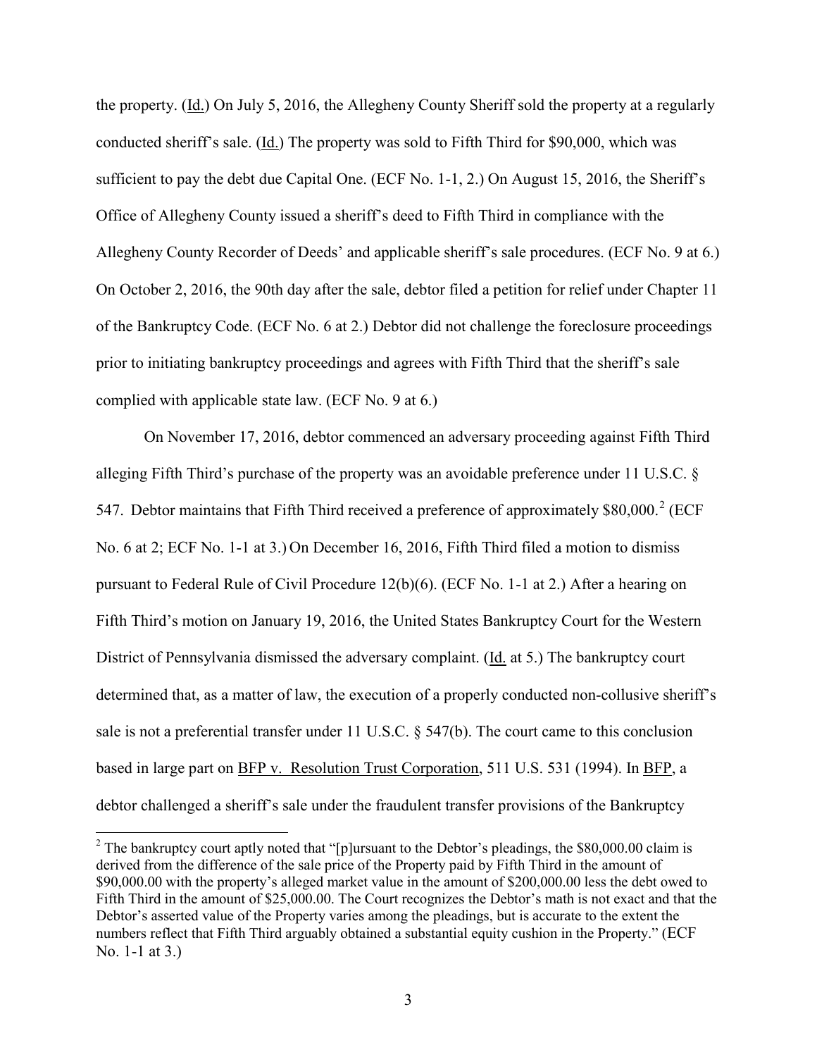the property. (Id.) On July 5, 2016, the Allegheny County Sheriff sold the property at a regularly conducted sheriff's sale. (Id.) The property was sold to Fifth Third for $90,000, which was sufficient to pay the debt due Capital One. (ECF No. 1-1, 2.) On August 15, 2016, the Sheriff's Office of Allegheny County issued a sheriff's deed to Fifth Third in compliance with the Allegheny County Recorder of Deeds' and applicable sheriff's sale procedures. (ECF No. 9 at 6.) On October 2, 2016, the 90th day after the sale, debtor filed a petition for relief under Chapter 11 of the Bankruptcy Code. (ECF No. 6 at 2.) Debtor did not challenge the foreclosure proceedings prior to initiating bankruptcy proceedings and agrees with Fifth Third that the sheriff's sale complied with applicable state law. (ECF No. 9 at 6.)

On November 17, 2016, debtor commenced an adversary proceeding against Fifth Third alleging Fifth Third's purchase of the property was an avoidable preference under 11 U.S.C. § 547. Debtor maintains that Fifth Third received a preference of approximately $80,000.[2] (ECF No. 6 at 2; ECF No. 1-1 at 3.) On December 16, 2016, Fifth Third filed a motion to dismiss pursuant to Federal Rule of Civil Procedure 12(b)(6). (ECF No. 1-1 at 2.) After a hearing on Fifth Third's motion on January 19, 2016, the United States Bankruptcy Court for the Western District of Pennsylvania dismissed the adversary complaint. (Id. at 5.) The bankruptcy court determined that, as a matter of law, the execution of a properly conducted non-collusive sheriff's sale is not a preferential transfer under 11 U.S.C. § 547(b). The court came to this conclusion based in large part on BFP v. Resolution Trust Corporation, 511 U.S. 531 (1994). In BFP, a debtor challenged a sheriff's sale under the fraudulent transfer provisions of the Bankruptcy

[2] The bankruptcy court aptly noted that "[p]ursuant to the Debtor's pleadings, the $80,000.00 claim is derived from the difference of the sale price of the Property paid by Fifth Third in the amount of $90,000.00 with the property's alleged market value in the amount of $200,000.00 less the debt owed to Fifth Third in the amount of $25,000.00. The Court recognizes the Debtor's math is not exact and that the Debtor's asserted value of the Property varies among the pleadings, but is accurate to the extent the numbers reflect that Fifth Third arguably obtained a substantial equity cushion in the Property." (ECF No. 1-1 at 3.)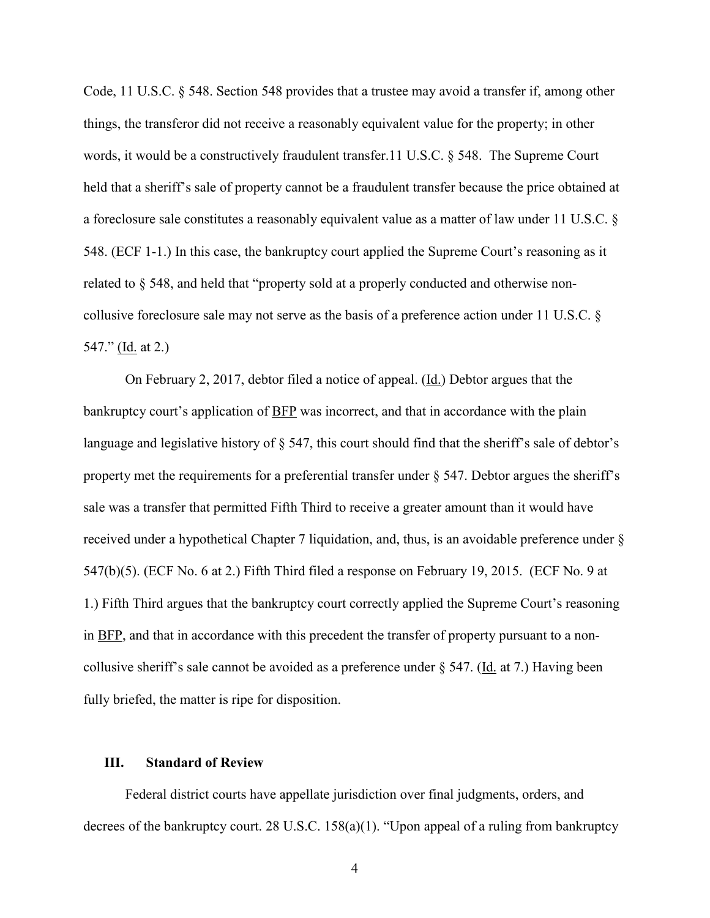Code, 11 U.S.C. § 548. Section 548 provides that a trustee may avoid a transfer if, among other things, the transferor did not receive a reasonably equivalent value for the property; in other words, it would be a constructively fraudulent transfer.11 U.S.C. § 548. The Supreme Court held that a sheriff's sale of property cannot be a fraudulent transfer because the price obtained at a foreclosure sale constitutes a reasonably equivalent value as a matter of law under 11 U.S.C. § 548. (ECF 1-1.) In this case, the bankruptcy court applied the Supreme Court's reasoning as it related to § 548, and held that "property sold at a properly conducted and otherwise non-collusive foreclosure sale may not serve as the basis of a preference action under 11 U.S.C. § 547." (Id. at 2.)

On February 2, 2017, debtor filed a notice of appeal. (Id.) Debtor argues that the bankruptcy court's application of BFP was incorrect, and that in accordance with the plain language and legislative history of § 547, this court should find that the sheriff's sale of debtor's property met the requirements for a preferential transfer under § 547. Debtor argues the sheriff's sale was a transfer that permitted Fifth Third to receive a greater amount than it would have received under a hypothetical Chapter 7 liquidation, and, thus, is an avoidable preference under § 547(b)(5). (ECF No. 6 at 2.) Fifth Third filed a response on February 19, 2015. (ECF No. 9 at 1.) Fifth Third argues that the bankruptcy court correctly applied the Supreme Court's reasoning in BFP, and that in accordance with this precedent the transfer of property pursuant to a non-collusive sheriff's sale cannot be avoided as a preference under § 547. (Id. at 7.) Having been fully briefed, the matter is ripe for disposition.

## III. Standard of Review

Federal district courts have appellate jurisdiction over final judgments, orders, and decrees of the bankruptcy court. 28 U.S.C. 158(a)(1). "Upon appeal of a ruling from bankruptcy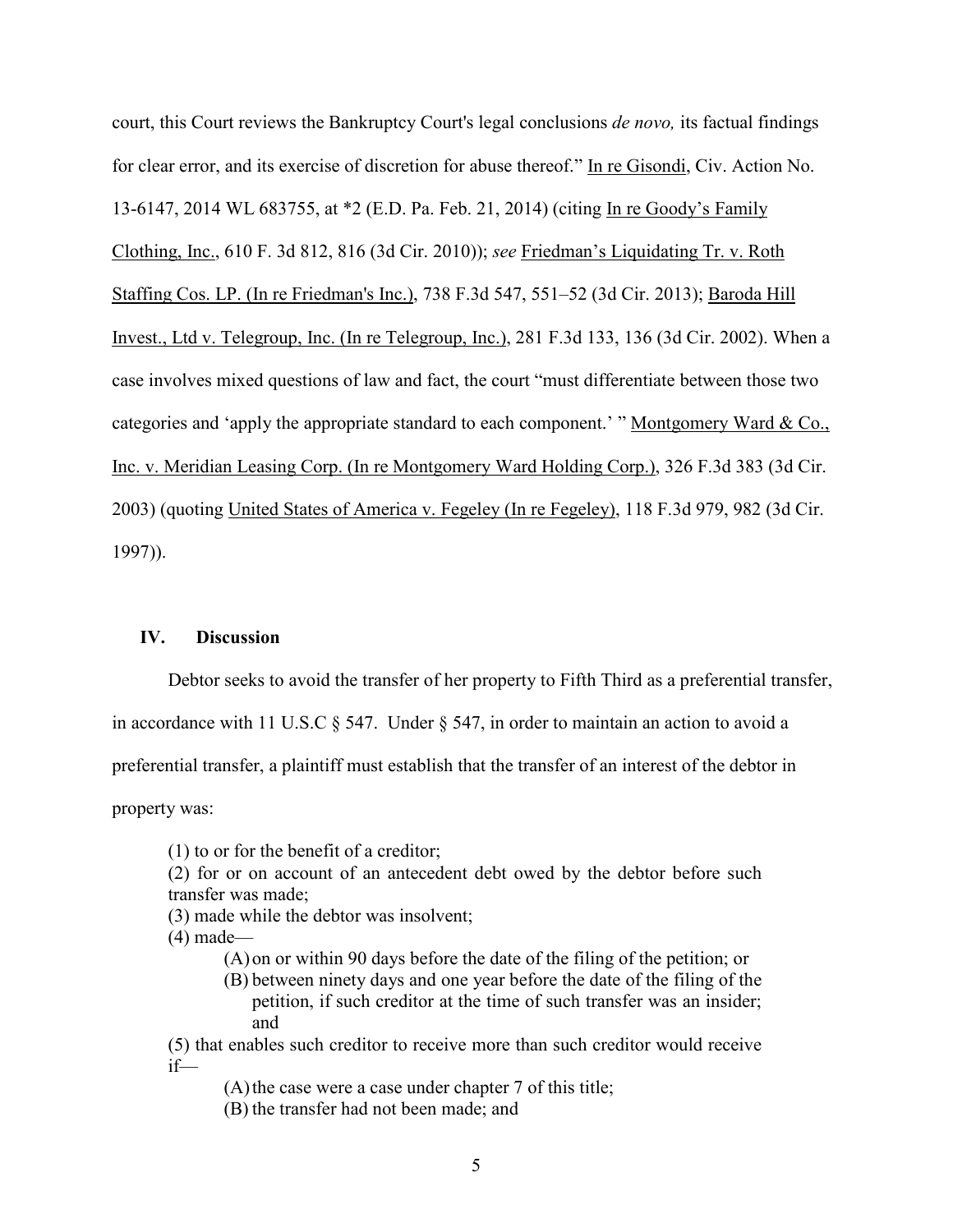court, this Court reviews the Bankruptcy Court's legal conclusions *de novo,* its factual findings for clear error, and its exercise of discretion for abuse thereof." In re Gisondi, Civ. Action No. 13-6147, 2014 WL 683755, at *2 (E.D. Pa. Feb. 21, 2014) (citing In re Goody's Family Clothing, Inc., 610 F. 3d 812, 816 (3d Cir. 2010)); *see* Friedman's Liquidating Tr. v. Roth Staffing Cos. LP. (In re Friedman's Inc.), 738 F.3d 547, 551–52 (3d Cir. 2013); Baroda Hill Invest., Ltd v. Telegroup, Inc. (In re Telegroup, Inc.), 281 F.3d 133, 136 (3d Cir. 2002). When a case involves mixed questions of law and fact, the court "must differentiate between those two categories and 'apply the appropriate standard to each component.' " Montgomery Ward & Co., Inc. v. Meridian Leasing Corp. (In re Montgomery Ward Holding Corp.), 326 F.3d 383 (3d Cir. 2003) (quoting United States of America v. Fegeley (In re Fegeley), 118 F.3d 979, 982 (3d Cir. 1997)).

## IV. Discussion

Debtor seeks to avoid the transfer of her property to Fifth Third as a preferential transfer, in accordance with 11 U.S.C § 547. Under § 547, in order to maintain an action to avoid a preferential transfer, a plaintiff must establish that the transfer of an interest of the debtor in property was:

> (1) to or for the benefit of a creditor;
> (2) for or on account of an antecedent debt owed by the debtor before such transfer was made;
> (3) made while the debtor was insolvent;
> (4) made—
>
> (A) on or within 90 days before the date of the filing of the petition; or
> (B) between ninety days and one year before the date of the filing of the petition, if such creditor at the time of such transfer was an insider; and
>
> (5) that enables such creditor to receive more than such creditor would receive if—
>
> (A) the case were a case under chapter 7 of this title;
> (B) the transfer had not been made; and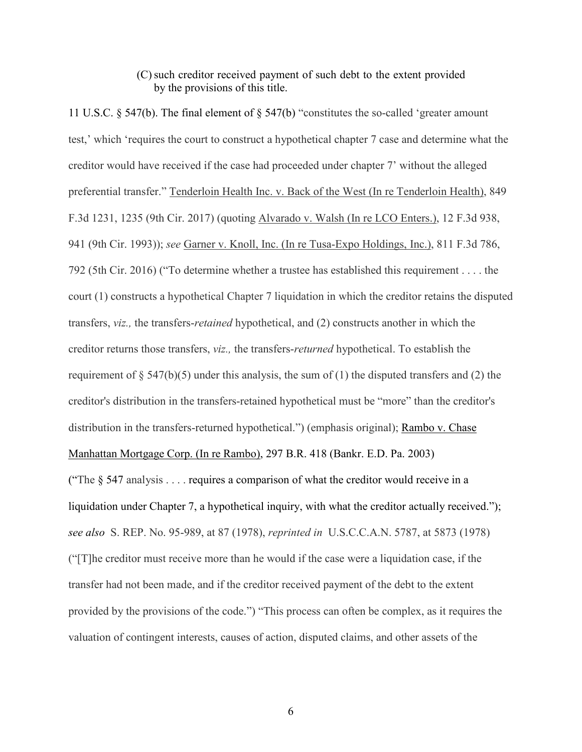(C) such creditor received payment of such debt to the extent provided by the provisions of this title.

11 U.S.C. § 547(b). The final element of § 547(b) "constitutes the so-called 'greater amount test,' which 'requires the court to construct a hypothetical chapter 7 case and determine what the creditor would have received if the case had proceeded under chapter 7' without the alleged preferential transfer." Tenderloin Health Inc. v. Back of the West (In re Tenderloin Health), 849 F.3d 1231, 1235 (9th Cir. 2017) (quoting Alvarado v. Walsh (In re LCO Enters.), 12 F.3d 938, 941 (9th Cir. 1993)); *see* Garner v. Knoll, Inc. (In re Tusa-Expo Holdings, Inc.), 811 F.3d 786, 792 (5th Cir. 2016) ("To determine whether a trustee has established this requirement . . . . the court (1) constructs a hypothetical Chapter 7 liquidation in which the creditor retains the disputed transfers, *viz.,* the transfers-*retained* hypothetical, and (2) constructs another in which the creditor returns those transfers, *viz.,* the transfers-*returned* hypothetical. To establish the requirement of § 547(b)(5) under this analysis, the sum of (1) the disputed transfers and (2) the creditor's distribution in the transfers-retained hypothetical must be "more" than the creditor's distribution in the transfers-returned hypothetical.") (emphasis original); Rambo v. Chase Manhattan Mortgage Corp. (In re Rambo), 297 B.R. 418 (Bankr. E.D. Pa. 2003) ("The § 547 analysis . . . . requires a comparison of what the creditor would receive in a liquidation under Chapter 7, a hypothetical inquiry, with what the creditor actually received."); *see also* S. REP. No. 95-989, at 87 (1978), *reprinted in* U.S.C.C.A.N. 5787, at 5873 (1978) ("[T]he creditor must receive more than he would if the case were a liquidation case, if the transfer had not been made, and if the creditor received payment of the debt to the extent provided by the provisions of the code.") "This process can often be complex, as it requires the valuation of contingent interests, causes of action, disputed claims, and other assets of the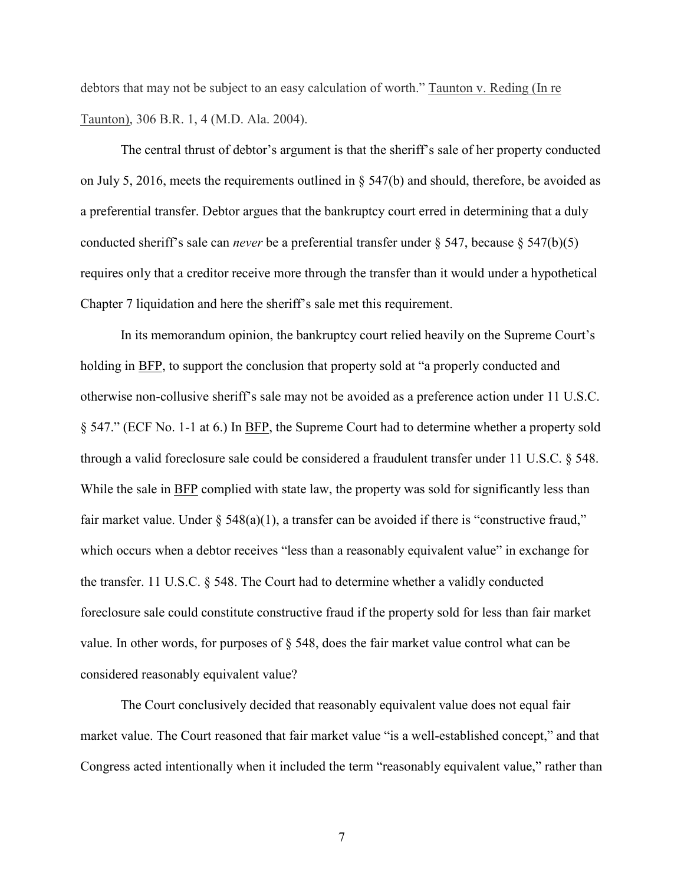debtors that may not be subject to an easy calculation of worth." Taunton v. Reding (In re Taunton), 306 B.R. 1, 4 (M.D. Ala. 2004).

The central thrust of debtor's argument is that the sheriff's sale of her property conducted on July 5, 2016, meets the requirements outlined in § 547(b) and should, therefore, be avoided as a preferential transfer. Debtor argues that the bankruptcy court erred in determining that a duly conducted sheriff's sale can *never* be a preferential transfer under § 547, because § 547(b)(5) requires only that a creditor receive more through the transfer than it would under a hypothetical Chapter 7 liquidation and here the sheriff's sale met this requirement.

In its memorandum opinion, the bankruptcy court relied heavily on the Supreme Court's holding in BFP, to support the conclusion that property sold at "a properly conducted and otherwise non-collusive sheriff's sale may not be avoided as a preference action under 11 U.S.C. § 547." (ECF No. 1-1 at 6.) In BFP, the Supreme Court had to determine whether a property sold through a valid foreclosure sale could be considered a fraudulent transfer under 11 U.S.C. § 548. While the sale in BFP complied with state law, the property was sold for significantly less than fair market value. Under § 548(a)(1), a transfer can be avoided if there is "constructive fraud," which occurs when a debtor receives "less than a reasonably equivalent value" in exchange for the transfer. 11 U.S.C. § 548. The Court had to determine whether a validly conducted foreclosure sale could constitute constructive fraud if the property sold for less than fair market value. In other words, for purposes of § 548, does the fair market value control what can be considered reasonably equivalent value?

The Court conclusively decided that reasonably equivalent value does not equal fair market value. The Court reasoned that fair market value "is a well-established concept," and that Congress acted intentionally when it included the term "reasonably equivalent value," rather than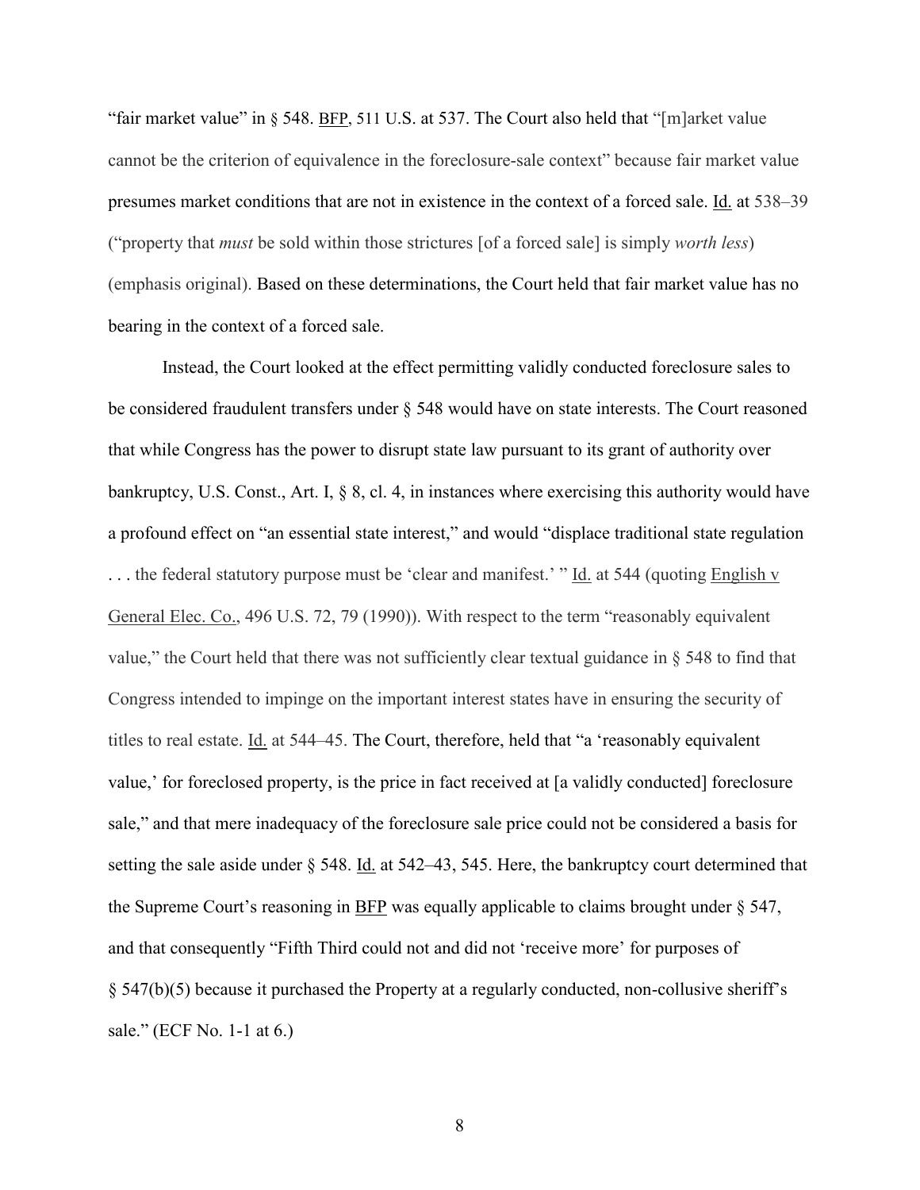"fair market value" in § 548. BFP, 511 U.S. at 537. The Court also held that "[m]arket value cannot be the criterion of equivalence in the foreclosure-sale context" because fair market value presumes market conditions that are not in existence in the context of a forced sale. Id. at 538–39 ("property that *must* be sold within those strictures [of a forced sale] is simply *worth less*) (emphasis original). Based on these determinations, the Court held that fair market value has no bearing in the context of a forced sale.

Instead, the Court looked at the effect permitting validly conducted foreclosure sales to be considered fraudulent transfers under § 548 would have on state interests. The Court reasoned that while Congress has the power to disrupt state law pursuant to its grant of authority over bankruptcy, U.S. Const., Art. I, § 8, cl. 4, in instances where exercising this authority would have a profound effect on "an essential state interest," and would "displace traditional state regulation . . . the federal statutory purpose must be 'clear and manifest.' " Id. at 544 (quoting English v General Elec. Co., 496 U.S. 72, 79 (1990)). With respect to the term "reasonably equivalent value," the Court held that there was not sufficiently clear textual guidance in § 548 to find that Congress intended to impinge on the important interest states have in ensuring the security of titles to real estate. Id. at 544–45. The Court, therefore, held that "a 'reasonably equivalent value,' for foreclosed property, is the price in fact received at [a validly conducted] foreclosure sale," and that mere inadequacy of the foreclosure sale price could not be considered a basis for setting the sale aside under § 548. Id. at 542–43, 545. Here, the bankruptcy court determined that the Supreme Court's reasoning in BFP was equally applicable to claims brought under § 547, and that consequently "Fifth Third could not and did not 'receive more' for purposes of § 547(b)(5) because it purchased the Property at a regularly conducted, non-collusive sheriff's sale." (ECF No. 1-1 at 6.)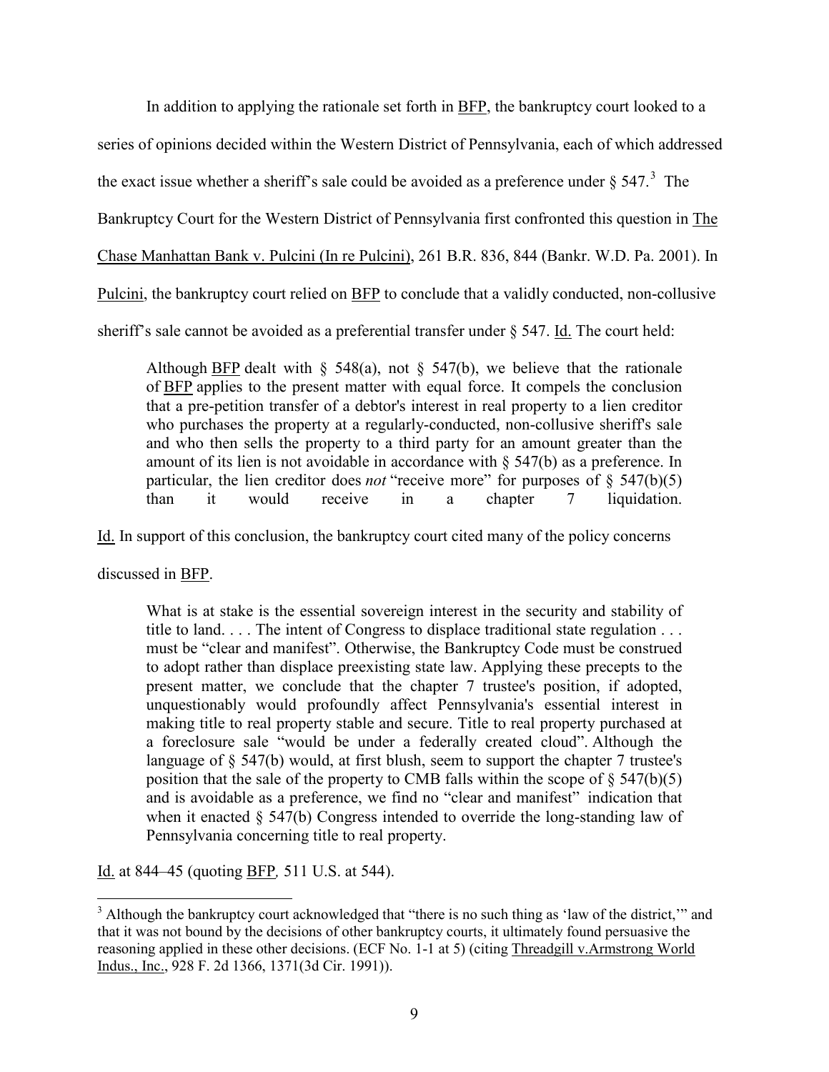In addition to applying the rationale set forth in BFP, the bankruptcy court looked to a series of opinions decided within the Western District of Pennsylvania, each of which addressed the exact issue whether a sheriff's sale could be avoided as a preference under § 547.[3] The Bankruptcy Court for the Western District of Pennsylvania first confronted this question in The Chase Manhattan Bank v. Pulcini (In re Pulcini), 261 B.R. 836, 844 (Bankr. W.D. Pa. 2001). In Pulcini, the bankruptcy court relied on BFP to conclude that a validly conducted, non-collusive sheriff's sale cannot be avoided as a preferential transfer under § 547. Id. The court held:

> Although BFP dealt with § 548(a), not § 547(b), we believe that the rationale of BFP applies to the present matter with equal force. It compels the conclusion that a pre-petition transfer of a debtor's interest in real property to a lien creditor who purchases the property at a regularly-conducted, non-collusive sheriff's sale and who then sells the property to a third party for an amount greater than the amount of its lien is not avoidable in accordance with § 547(b) as a preference. In particular, the lien creditor does *not* "receive more" for purposes of § 547(b)(5) than it would receive in a chapter 7 liquidation.

Id. In support of this conclusion, the bankruptcy court cited many of the policy concerns discussed in BFP.

> What is at stake is the essential sovereign interest in the security and stability of title to land. . . . The intent of Congress to displace traditional state regulation . . . must be "clear and manifest". Otherwise, the Bankruptcy Code must be construed to adopt rather than displace preexisting state law. Applying these precepts to the present matter, we conclude that the chapter 7 trustee's position, if adopted, unquestionably would profoundly affect Pennsylvania's essential interest in making title to real property stable and secure. Title to real property purchased at a foreclosure sale "would be under a federally created cloud". Although the language of § 547(b) would, at first blush, seem to support the chapter 7 trustee's position that the sale of the property to CMB falls within the scope of § 547(b)(5) and is avoidable as a preference, we find no "clear and manifest" indication that when it enacted § 547(b) Congress intended to override the long-standing law of Pennsylvania concerning title to real property.

Id. at 844–45 (quoting BFP*,* 511 U.S. at 544).

---

[3] Although the bankruptcy court acknowledged that "there is no such thing as 'law of the district,'" and that it was not bound by the decisions of other bankruptcy courts, it ultimately found persuasive the reasoning applied in these other decisions. (ECF No. 1-1 at 5) (citing Threadgill v.Armstrong World Indus., Inc., 928 F. 2d 1366, 1371(3d Cir. 1991)).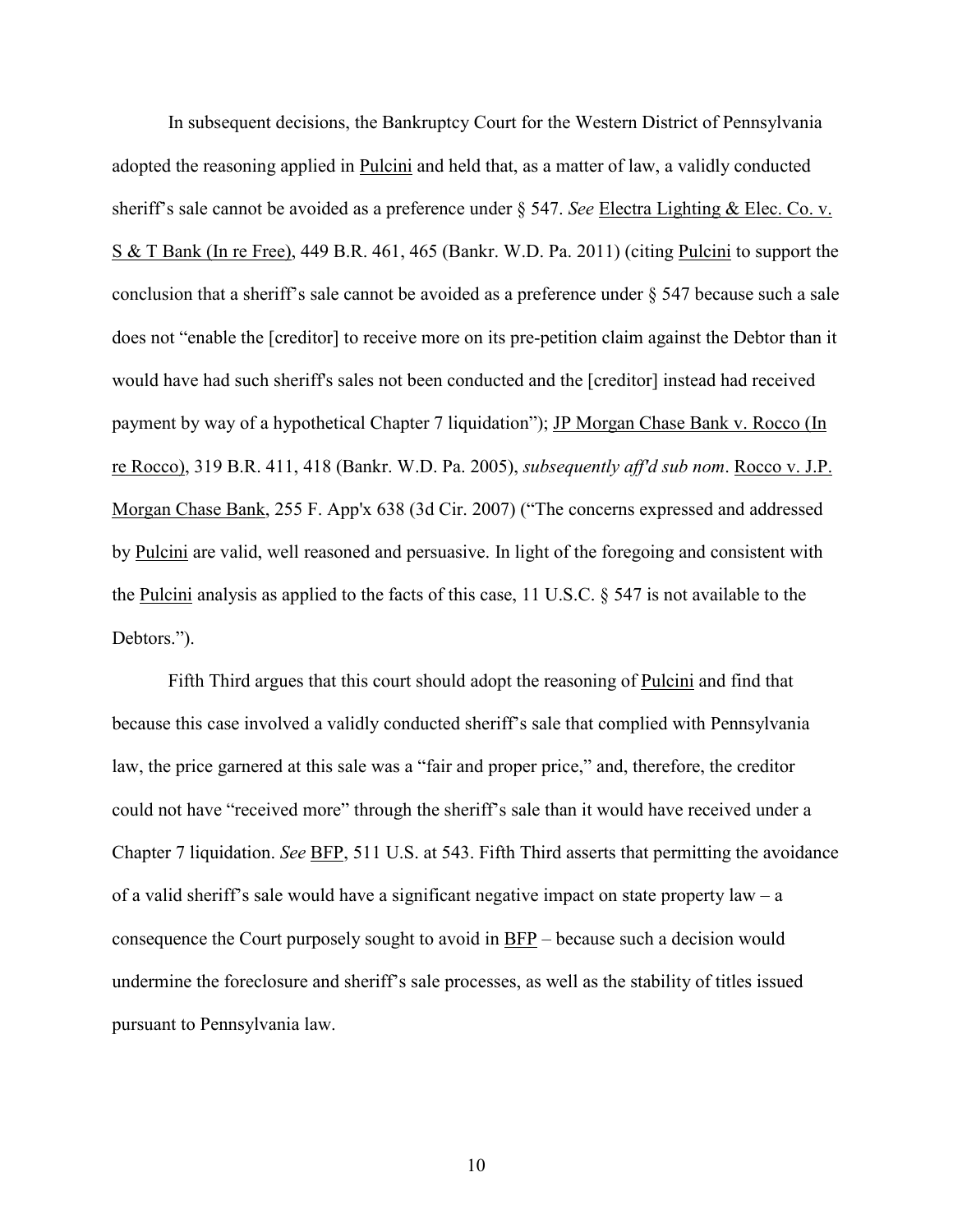In subsequent decisions, the Bankruptcy Court for the Western District of Pennsylvania adopted the reasoning applied in Pulcini and held that, as a matter of law, a validly conducted sheriff's sale cannot be avoided as a preference under § 547. *See* Electra Lighting & Elec. Co. v. S & T Bank (In re Free), 449 B.R. 461, 465 (Bankr. W.D. Pa. 2011) (citing Pulcini to support the conclusion that a sheriff's sale cannot be avoided as a preference under § 547 because such a sale does not "enable the [creditor] to receive more on its pre-petition claim against the Debtor than it would have had such sheriff's sales not been conducted and the [creditor] instead had received payment by way of a hypothetical Chapter 7 liquidation"); JP Morgan Chase Bank v. Rocco (In re Rocco), 319 B.R. 411, 418 (Bankr. W.D. Pa. 2005), *subsequently aff'd sub nom*. Rocco v. J.P. Morgan Chase Bank, 255 F. App'x 638 (3d Cir. 2007) ("The concerns expressed and addressed by Pulcini are valid, well reasoned and persuasive. In light of the foregoing and consistent with the Pulcini analysis as applied to the facts of this case, 11 U.S.C. § 547 is not available to the Debtors.").

Fifth Third argues that this court should adopt the reasoning of Pulcini and find that because this case involved a validly conducted sheriff's sale that complied with Pennsylvania law, the price garnered at this sale was a "fair and proper price," and, therefore, the creditor could not have "received more" through the sheriff's sale than it would have received under a Chapter 7 liquidation. *See* BFP, 511 U.S. at 543. Fifth Third asserts that permitting the avoidance of a valid sheriff's sale would have a significant negative impact on state property law – a consequence the Court purposely sought to avoid in BFP – because such a decision would undermine the foreclosure and sheriff's sale processes, as well as the stability of titles issued pursuant to Pennsylvania law.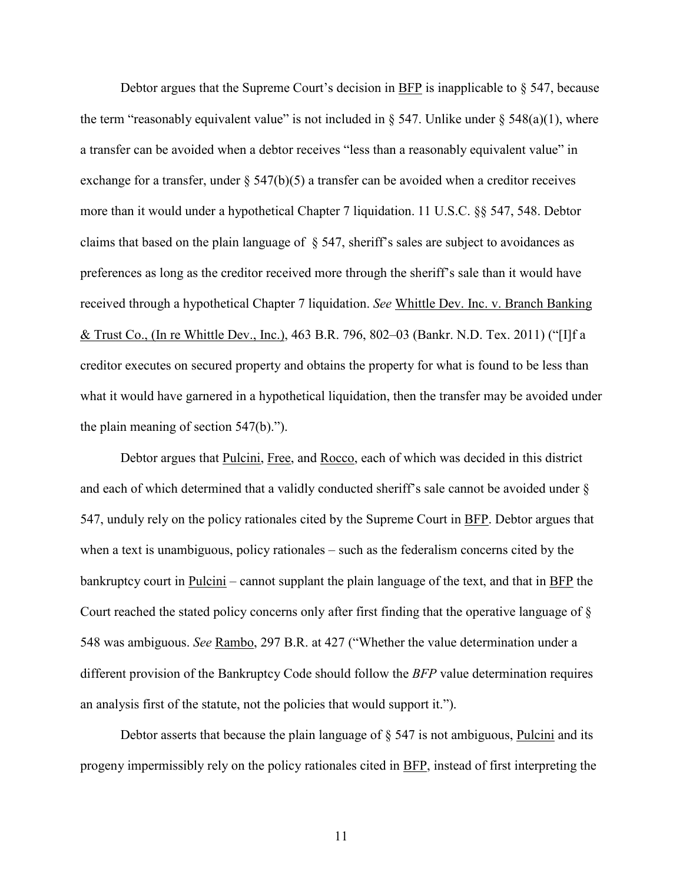Debtor argues that the Supreme Court's decision in BFP is inapplicable to § 547, because the term "reasonably equivalent value" is not included in § 547. Unlike under § 548(a)(1), where a transfer can be avoided when a debtor receives "less than a reasonably equivalent value" in exchange for a transfer, under § 547(b)(5) a transfer can be avoided when a creditor receives more than it would under a hypothetical Chapter 7 liquidation. 11 U.S.C. §§ 547, 548. Debtor claims that based on the plain language of § 547, sheriff's sales are subject to avoidances as preferences as long as the creditor received more through the sheriff's sale than it would have received through a hypothetical Chapter 7 liquidation. *See* Whittle Dev. Inc. v. Branch Banking & Trust Co., (In re Whittle Dev., Inc.), 463 B.R. 796, 802–03 (Bankr. N.D. Tex. 2011) ("[I]f a creditor executes on secured property and obtains the property for what is found to be less than what it would have garnered in a hypothetical liquidation, then the transfer may be avoided under the plain meaning of section 547(b).").

Debtor argues that Pulcini, Free, and Rocco, each of which was decided in this district and each of which determined that a validly conducted sheriff's sale cannot be avoided under § 547, unduly rely on the policy rationales cited by the Supreme Court in BFP. Debtor argues that when a text is unambiguous, policy rationales – such as the federalism concerns cited by the bankruptcy court in Pulcini – cannot supplant the plain language of the text, and that in BFP the Court reached the stated policy concerns only after first finding that the operative language of § 548 was ambiguous. *See* Rambo, 297 B.R. at 427 ("Whether the value determination under a different provision of the Bankruptcy Code should follow the *BFP* value determination requires an analysis first of the statute, not the policies that would support it.").

Debtor asserts that because the plain language of § 547 is not ambiguous, Pulcini and its progeny impermissibly rely on the policy rationales cited in BFP, instead of first interpreting the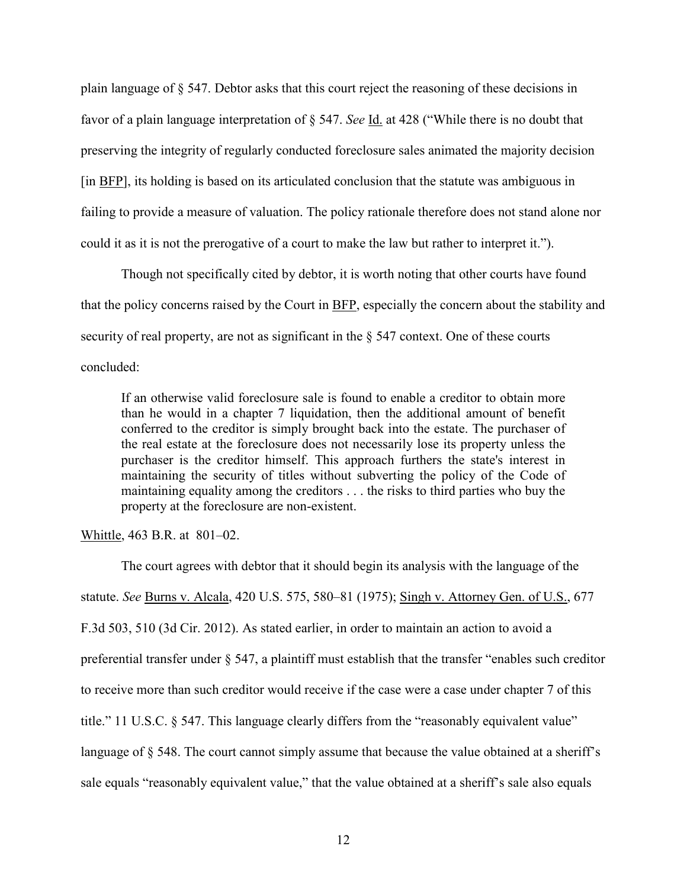plain language of § 547. Debtor asks that this court reject the reasoning of these decisions in favor of a plain language interpretation of § 547. *See* Id. at 428 ("While there is no doubt that preserving the integrity of regularly conducted foreclosure sales animated the majority decision [in BFP], its holding is based on its articulated conclusion that the statute was ambiguous in failing to provide a measure of valuation. The policy rationale therefore does not stand alone nor could it as it is not the prerogative of a court to make the law but rather to interpret it.").

Though not specifically cited by debtor, it is worth noting that other courts have found that the policy concerns raised by the Court in BFP, especially the concern about the stability and security of real property, are not as significant in the § 547 context. One of these courts concluded:

> If an otherwise valid foreclosure sale is found to enable a creditor to obtain more than he would in a chapter 7 liquidation, then the additional amount of benefit conferred to the creditor is simply brought back into the estate. The purchaser of the real estate at the foreclosure does not necessarily lose its property unless the purchaser is the creditor himself. This approach furthers the state's interest in maintaining the security of titles without subverting the policy of the Code of maintaining equality among the creditors . . . the risks to third parties who buy the property at the foreclosure are non-existent.

Whittle, 463 B.R. at 801–02.

The court agrees with debtor that it should begin its analysis with the language of the statute. *See* Burns v. Alcala, 420 U.S. 575, 580–81 (1975); Singh v. Attorney Gen. of U.S., 677 F.3d 503, 510 (3d Cir. 2012). As stated earlier, in order to maintain an action to avoid a preferential transfer under § 547, a plaintiff must establish that the transfer "enables such creditor to receive more than such creditor would receive if the case were a case under chapter 7 of this title." 11 U.S.C. § 547. This language clearly differs from the "reasonably equivalent value" language of § 548. The court cannot simply assume that because the value obtained at a sheriff's sale equals "reasonably equivalent value," that the value obtained at a sheriff's sale also equals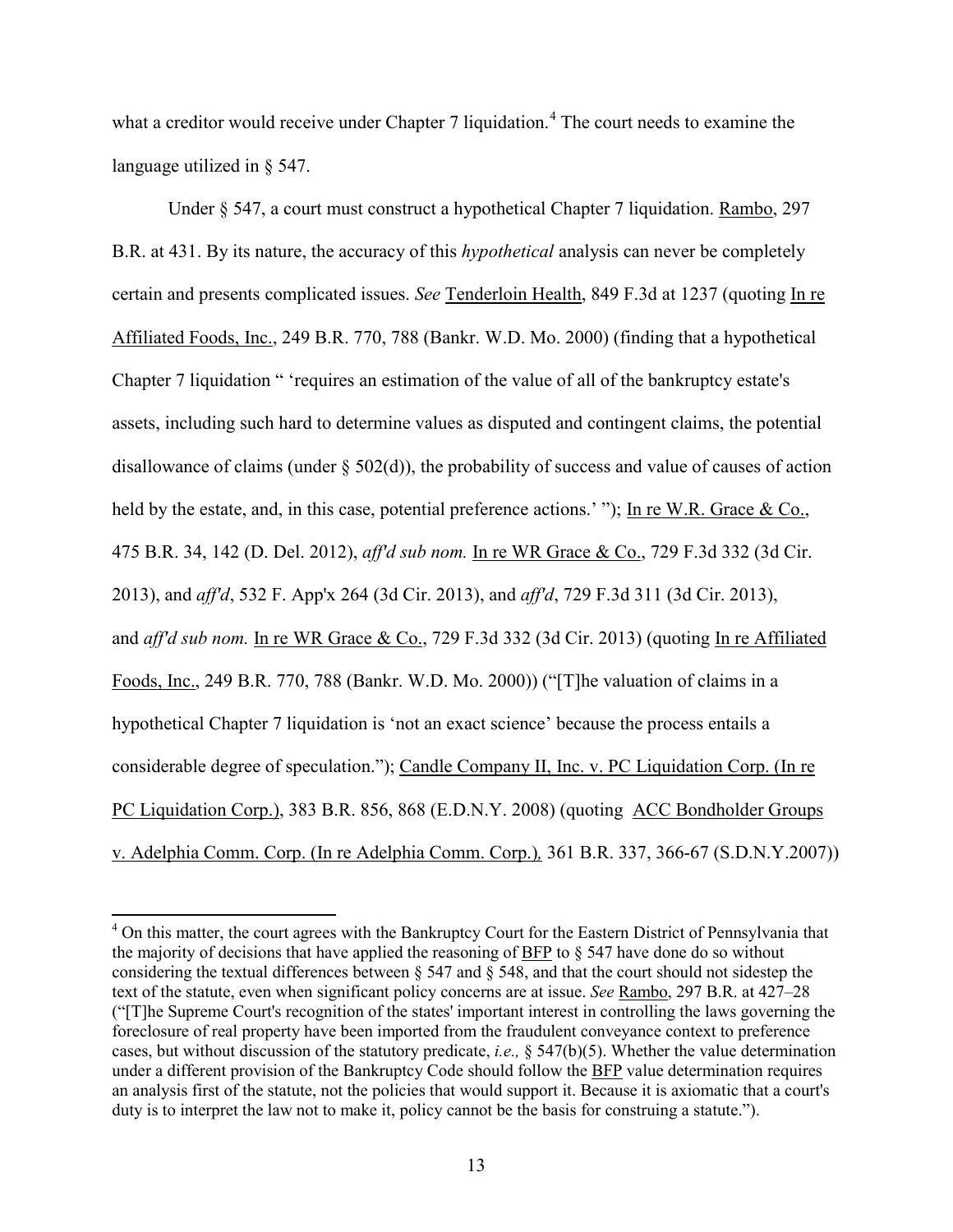what a creditor would receive under Chapter 7 liquidation.[4] The court needs to examine the language utilized in § 547.

Under § 547, a court must construct a hypothetical Chapter 7 liquidation. Rambo, 297 B.R. at 431. By its nature, the accuracy of this *hypothetical* analysis can never be completely certain and presents complicated issues. *See* Tenderloin Health, 849 F.3d at 1237 (quoting In re Affiliated Foods, Inc., 249 B.R. 770, 788 (Bankr. W.D. Mo. 2000) (finding that a hypothetical Chapter 7 liquidation " 'requires an estimation of the value of all of the bankruptcy estate's assets, including such hard to determine values as disputed and contingent claims, the potential disallowance of claims (under § 502(d)), the probability of success and value of causes of action held by the estate, and, in this case, potential preference actions.' "); In re W.R. Grace & Co., 475 B.R. 34, 142 (D. Del. 2012), *aff'd sub nom.* In re WR Grace & Co., 729 F.3d 332 (3d Cir. 2013), and *aff'd*, 532 F. App'x 264 (3d Cir. 2013), and *aff'd*, 729 F.3d 311 (3d Cir. 2013), and *aff'd sub nom.* In re WR Grace & Co., 729 F.3d 332 (3d Cir. 2013) (quoting In re Affiliated Foods, Inc., 249 B.R. 770, 788 (Bankr. W.D. Mo. 2000)) ("[T]he valuation of claims in a hypothetical Chapter 7 liquidation is 'not an exact science' because the process entails a considerable degree of speculation."); Candle Company II, Inc. v. PC Liquidation Corp. (In re PC Liquidation Corp.), 383 B.R. 856, 868 (E.D.N.Y. 2008) (quoting ACC Bondholder Groups v. Adelphia Comm. Corp. (In re Adelphia Comm. Corp.), 361 B.R. 337, 366-67 (S.D.N.Y.2007))

---

[4] On this matter, the court agrees with the Bankruptcy Court for the Eastern District of Pennsylvania that the majority of decisions that have applied the reasoning of BFP to § 547 have done do so without considering the textual differences between § 547 and § 548, and that the court should not sidestep the text of the statute, even when significant policy concerns are at issue. *See* Rambo, 297 B.R. at 427–28 ("[T]he Supreme Court's recognition of the states' important interest in controlling the laws governing the foreclosure of real property have been imported from the fraudulent conveyance context to preference cases, but without discussion of the statutory predicate, *i.e.,* § 547(b)(5). Whether the value determination under a different provision of the Bankruptcy Code should follow the BFP value determination requires an analysis first of the statute, not the policies that would support it. Because it is axiomatic that a court's duty is to interpret the law not to make it, policy cannot be the basis for construing a statute.").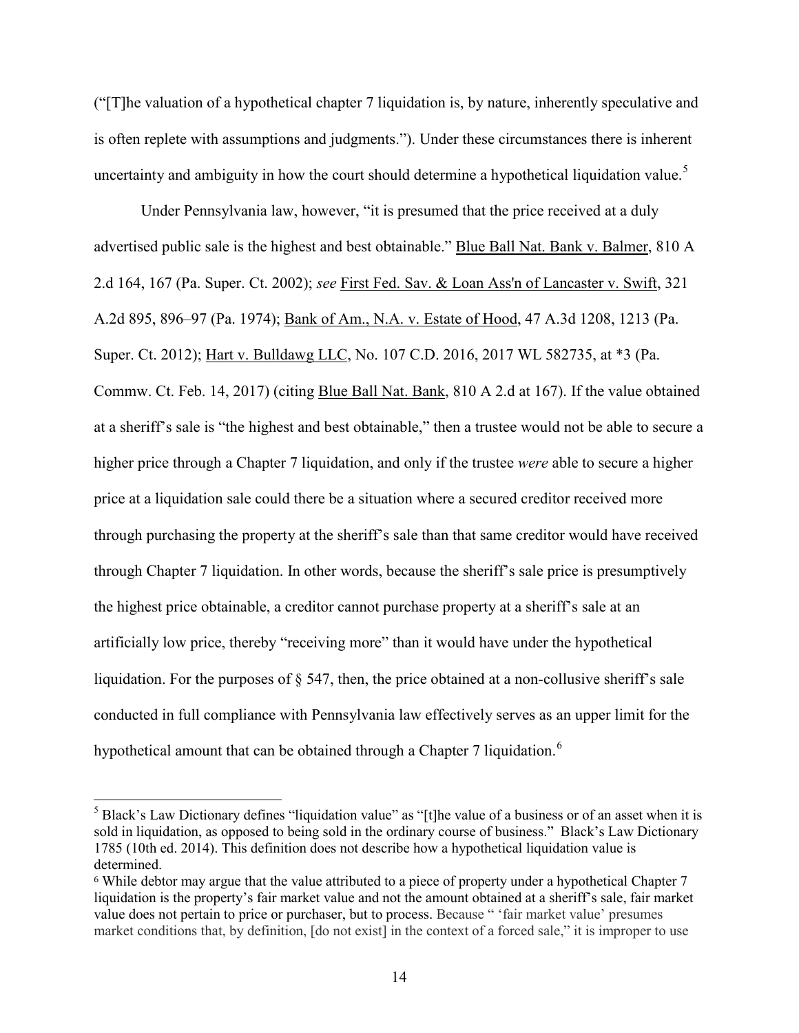("[T]he valuation of a hypothetical chapter 7 liquidation is, by nature, inherently speculative and is often replete with assumptions and judgments."). Under these circumstances there is inherent uncertainty and ambiguity in how the court should determine a hypothetical liquidation value.[5]

Under Pennsylvania law, however, "it is presumed that the price received at a duly advertised public sale is the highest and best obtainable." Blue Ball Nat. Bank v. Balmer, 810 A 2.d 164, 167 (Pa. Super. Ct. 2002); *see* First Fed. Sav. & Loan Ass'n of Lancaster v. Swift, 321 A.2d 895, 896–97 (Pa. 1974); Bank of Am., N.A. v. Estate of Hood, 47 A.3d 1208, 1213 (Pa. Super. Ct. 2012); Hart v. Bulldawg LLC, No. 107 C.D. 2016, 2017 WL 582735, at *3 (Pa. Commw. Ct. Feb. 14, 2017) (citing Blue Ball Nat. Bank, 810 A 2.d at 167). If the value obtained at a sheriff's sale is "the highest and best obtainable," then a trustee would not be able to secure a higher price through a Chapter 7 liquidation, and only if the trustee *were* able to secure a higher price at a liquidation sale could there be a situation where a secured creditor received more through purchasing the property at the sheriff's sale than that same creditor would have received through Chapter 7 liquidation. In other words, because the sheriff's sale price is presumptively the highest price obtainable, a creditor cannot purchase property at a sheriff's sale at an artificially low price, thereby "receiving more" than it would have under the hypothetical liquidation. For the purposes of § 547, then, the price obtained at a non-collusive sheriff's sale conducted in full compliance with Pennsylvania law effectively serves as an upper limit for the hypothetical amount that can be obtained through a Chapter 7 liquidation.[6]

---

[5] Black's Law Dictionary defines "liquidation value" as "[t]he value of a business or of an asset when it is sold in liquidation, as opposed to being sold in the ordinary course of business." Black's Law Dictionary 1785 (10th ed. 2014). This definition does not describe how a hypothetical liquidation value is determined.

[6] While debtor may argue that the value attributed to a piece of property under a hypothetical Chapter 7 liquidation is the property's fair market value and not the amount obtained at a sheriff's sale, fair market value does not pertain to price or purchaser, but to process. Because " 'fair market value' presumes market conditions that, by definition, [do not exist] in the context of a forced sale," it is improper to use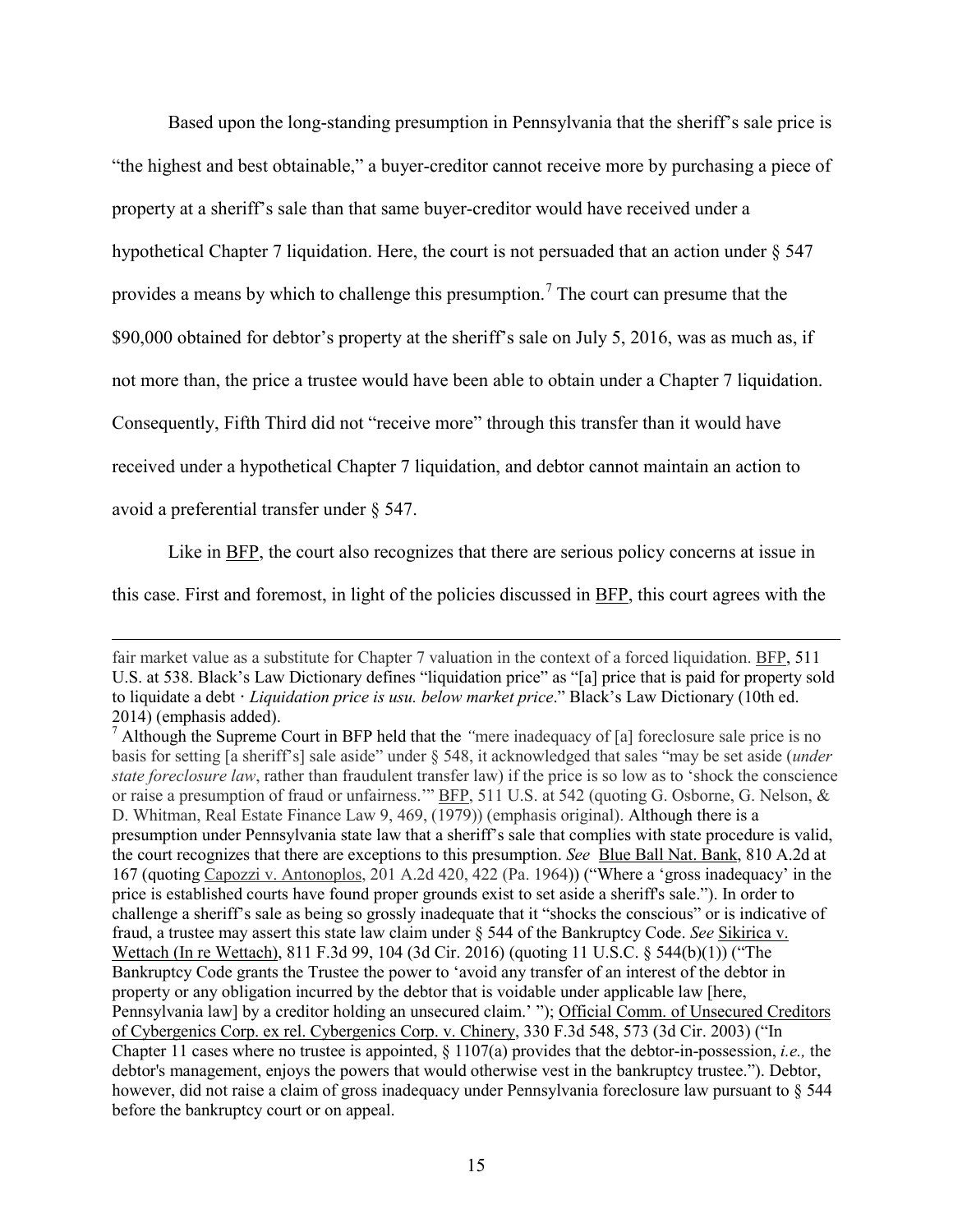Based upon the long-standing presumption in Pennsylvania that the sheriff's sale price is "the highest and best obtainable," a buyer-creditor cannot receive more by purchasing a piece of property at a sheriff's sale than that same buyer-creditor would have received under a hypothetical Chapter 7 liquidation. Here, the court is not persuaded that an action under § 547 provides a means by which to challenge this presumption.[7] The court can presume that the $90,000 obtained for debtor's property at the sheriff's sale on July 5, 2016, was as much as, if not more than, the price a trustee would have been able to obtain under a Chapter 7 liquidation. Consequently, Fifth Third did not "receive more" through this transfer than it would have received under a hypothetical Chapter 7 liquidation, and debtor cannot maintain an action to avoid a preferential transfer under § 547.

Like in BFP, the court also recognizes that there are serious policy concerns at issue in this case. First and foremost, in light of the policies discussed in BFP, this court agrees with the

---

fair market value as a substitute for Chapter 7 valuation in the context of a forced liquidation. BFP, 511 U.S. at 538. Black's Law Dictionary defines "liquidation price" as "[a] price that is paid for property sold to liquidate a debt · *Liquidation price is usu. below market price*." Black's Law Dictionary (10th ed. 2014) (emphasis added).

[7] Although the Supreme Court in BFP held that the *"*mere inadequacy of [a] foreclosure sale price is no basis for setting [a sheriff's] sale aside" under § 548, it acknowledged that sales "may be set aside (*under state foreclosure law*, rather than fraudulent transfer law) if the price is so low as to 'shock the conscience or raise a presumption of fraud or unfairness.'" BFP, 511 U.S. at 542 (quoting G. Osborne, G. Nelson, & D. Whitman, Real Estate Finance Law 9, 469, (1979)) (emphasis original). Although there is a presumption under Pennsylvania state law that a sheriff's sale that complies with state procedure is valid, the court recognizes that there are exceptions to this presumption. *See* Blue Ball Nat. Bank, 810 A.2d at 167 (quoting Capozzi v. Antonoplos, 201 A.2d 420, 422 (Pa. 1964)) ("Where a 'gross inadequacy' in the price is established courts have found proper grounds exist to set aside a sheriff's sale."). In order to challenge a sheriff's sale as being so grossly inadequate that it "shocks the conscious" or is indicative of fraud, a trustee may assert this state law claim under § 544 of the Bankruptcy Code. *See* Sikirica v. Wettach (In re Wettach), 811 F.3d 99, 104 (3d Cir. 2016) (quoting 11 U.S.C. § 544(b)(1)) ("The Bankruptcy Code grants the Trustee the power to 'avoid any transfer of an interest of the debtor in property or any obligation incurred by the debtor that is voidable under applicable law [here, Pennsylvania law] by a creditor holding an unsecured claim.' "); Official Comm. of Unsecured Creditors of Cybergenics Corp. ex rel. Cybergenics Corp. v. Chinery, 330 F.3d 548, 573 (3d Cir. 2003) ("In Chapter 11 cases where no trustee is appointed, § 1107(a) provides that the debtor-in-possession, *i.e.,* the debtor's management, enjoys the powers that would otherwise vest in the bankruptcy trustee."). Debtor, however, did not raise a claim of gross inadequacy under Pennsylvania foreclosure law pursuant to § 544 before the bankruptcy court or on appeal.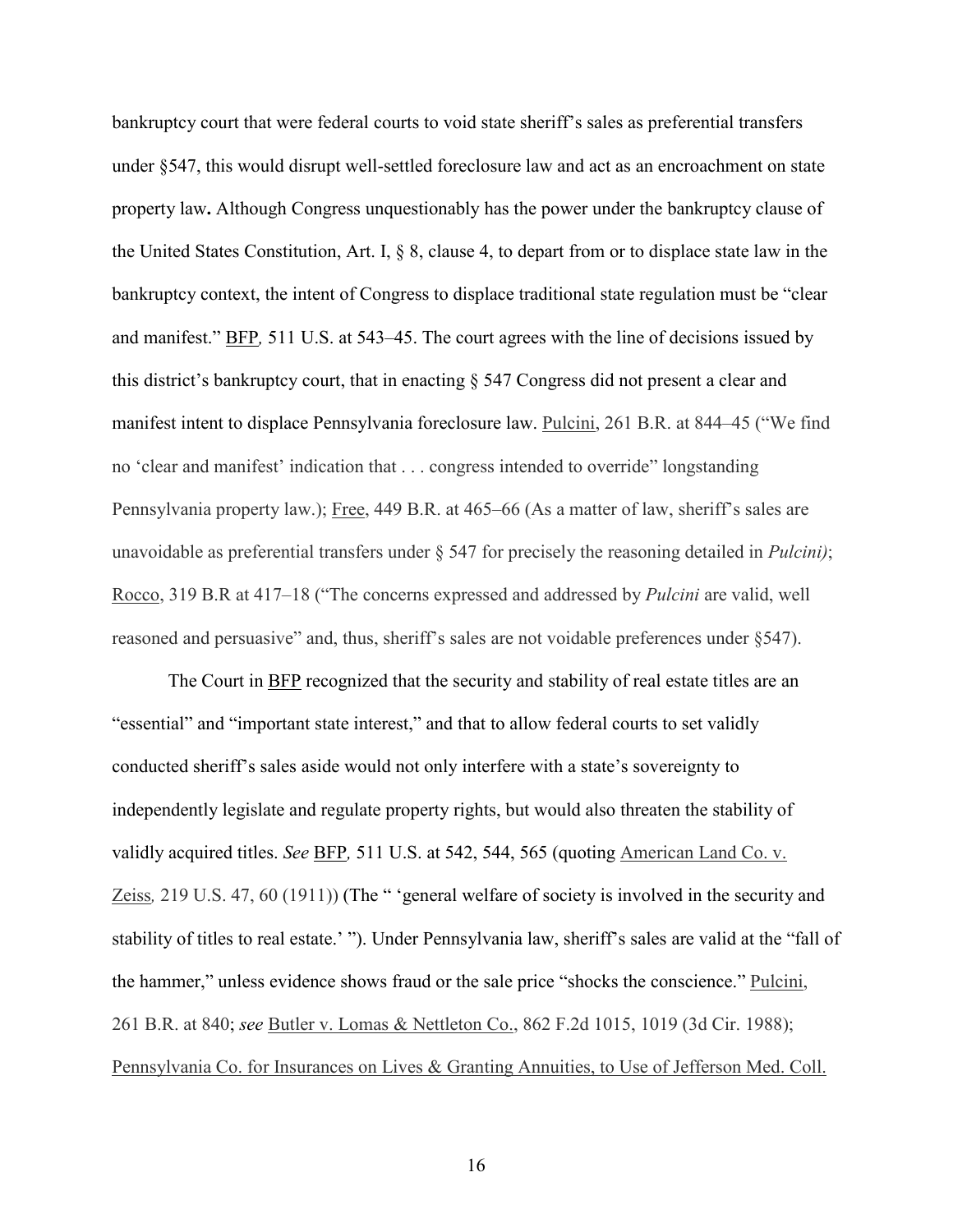bankruptcy court that were federal courts to void state sheriff's sales as preferential transfers under §547, this would disrupt well-settled foreclosure law and act as an encroachment on state property law**.** Although Congress unquestionably has the power under the bankruptcy clause of the United States Constitution, Art. I, § 8, clause 4, to depart from or to displace state law in the bankruptcy context, the intent of Congress to displace traditional state regulation must be "clear and manifest." BFP*,* 511 U.S. at 543–45. The court agrees with the line of decisions issued by this district's bankruptcy court, that in enacting § 547 Congress did not present a clear and manifest intent to displace Pennsylvania foreclosure law. Pulcini, 261 B.R. at 844–45 ("We find no 'clear and manifest' indication that . . . congress intended to override" longstanding Pennsylvania property law.); Free, 449 B.R. at 465–66 (As a matter of law, sheriff's sales are unavoidable as preferential transfers under § 547 for precisely the reasoning detailed in *Pulcini)*; Rocco, 319 B.R at 417–18 ("The concerns expressed and addressed by *Pulcini* are valid, well reasoned and persuasive" and, thus, sheriff's sales are not voidable preferences under §547).

The Court in BFP recognized that the security and stability of real estate titles are an "essential" and "important state interest," and that to allow federal courts to set validly conducted sheriff's sales aside would not only interfere with a state's sovereignty to independently legislate and regulate property rights, but would also threaten the stability of validly acquired titles. *See* BFP*,* 511 U.S. at 542, 544, 565 (quoting American Land Co. v. Zeiss*,* 219 U.S. 47, 60 (1911)) (The " 'general welfare of society is involved in the security and stability of titles to real estate.' "). Under Pennsylvania law, sheriff's sales are valid at the "fall of the hammer," unless evidence shows fraud or the sale price "shocks the conscience." Pulcini, 261 B.R. at 840; *see* Butler v. Lomas & Nettleton Co., 862 F.2d 1015, 1019 (3d Cir. 1988); Pennsylvania Co. for Insurances on Lives & Granting Annuities, to Use of Jefferson Med. Coll.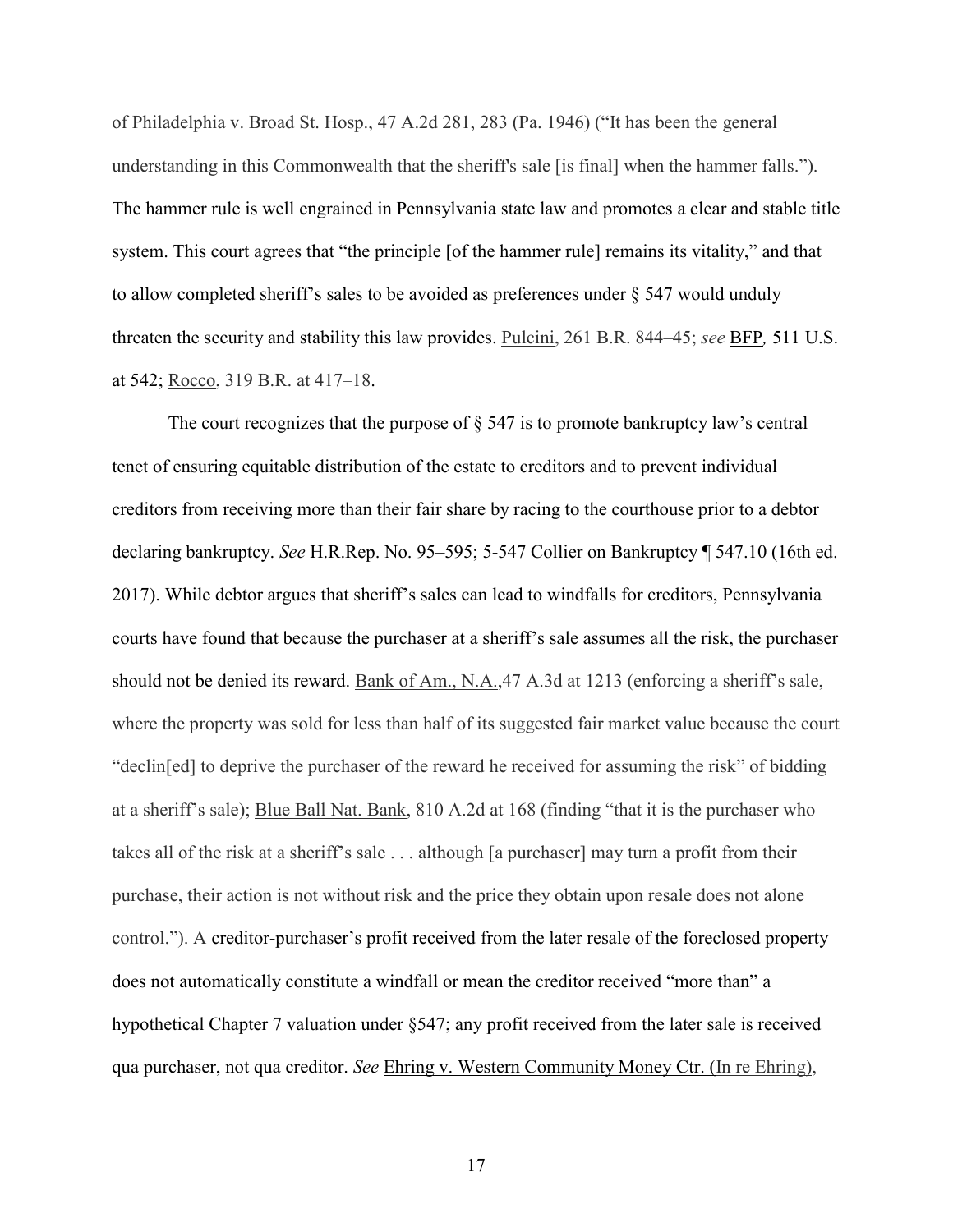of Philadelphia v. Broad St. Hosp., 47 A.2d 281, 283 (Pa. 1946) ("It has been the general understanding in this Commonwealth that the sheriff's sale [is final] when the hammer falls."). The hammer rule is well engrained in Pennsylvania state law and promotes a clear and stable title system. This court agrees that "the principle [of the hammer rule] remains its vitality," and that to allow completed sheriff's sales to be avoided as preferences under § 547 would unduly threaten the security and stability this law provides. Pulcini, 261 B.R. 844–45; *see* BFP*,* 511 U.S. at 542; Rocco, 319 B.R. at 417–18.

The court recognizes that the purpose of § 547 is to promote bankruptcy law's central tenet of ensuring equitable distribution of the estate to creditors and to prevent individual creditors from receiving more than their fair share by racing to the courthouse prior to a debtor declaring bankruptcy. *See* H.R.Rep. No. 95–595; 5-547 Collier on Bankruptcy ¶ 547.10 (16th ed. 2017). While debtor argues that sheriff's sales can lead to windfalls for creditors, Pennsylvania courts have found that because the purchaser at a sheriff's sale assumes all the risk, the purchaser should not be denied its reward. Bank of Am., N.A.,47 A.3d at 1213 (enforcing a sheriff's sale, where the property was sold for less than half of its suggested fair market value because the court "declin[ed] to deprive the purchaser of the reward he received for assuming the risk" of bidding at a sheriff's sale); Blue Ball Nat. Bank, 810 A.2d at 168 (finding "that it is the purchaser who takes all of the risk at a sheriff's sale . . . although [a purchaser] may turn a profit from their purchase, their action is not without risk and the price they obtain upon resale does not alone control."). A creditor-purchaser's profit received from the later resale of the foreclosed property does not automatically constitute a windfall or mean the creditor received "more than" a hypothetical Chapter 7 valuation under §547; any profit received from the later sale is received qua purchaser, not qua creditor. *See* Ehring v. Western Community Money Ctr. (In re Ehring),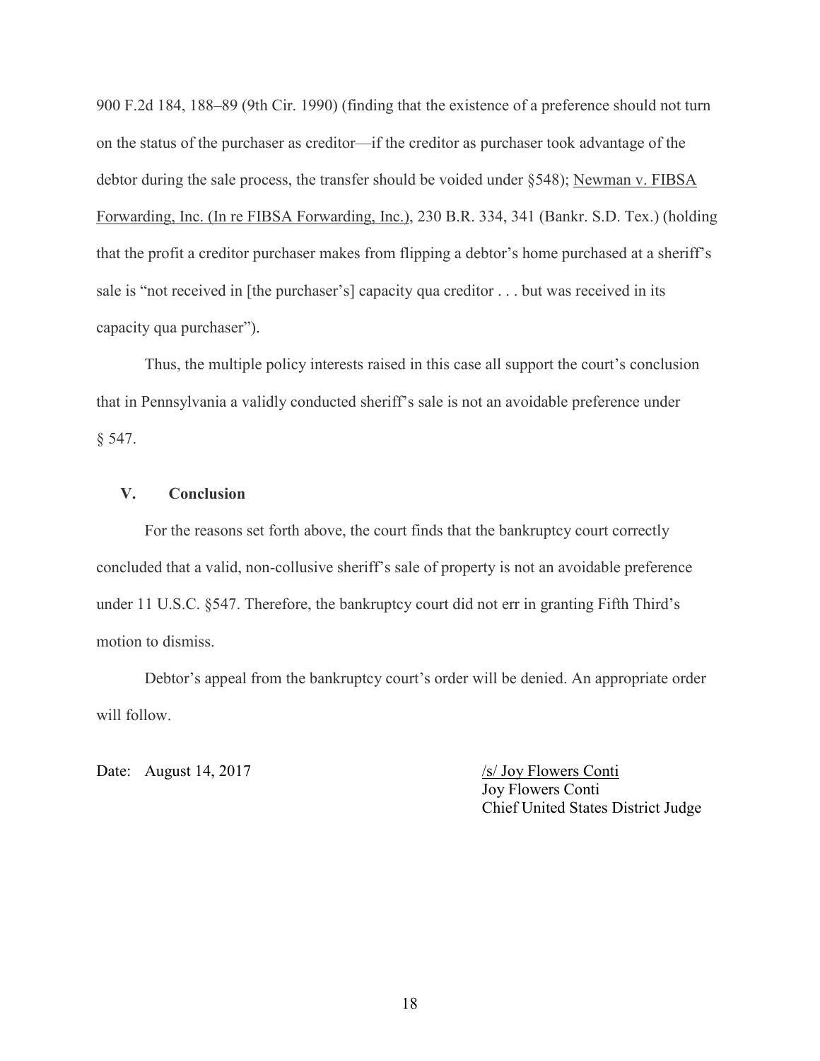900 F.2d 184, 188–89 (9th Cir. 1990) (finding that the existence of a preference should not turn on the status of the purchaser as creditor—if the creditor as purchaser took advantage of the debtor during the sale process, the transfer should be voided under §548); Newman v. FIBSA Forwarding, Inc. (In re FIBSA Forwarding, Inc.), 230 B.R. 334, 341 (Bankr. S.D. Tex.) (holding that the profit a creditor purchaser makes from flipping a debtor's home purchased at a sheriff's sale is "not received in [the purchaser's] capacity qua creditor . . . but was received in its capacity qua purchaser").

Thus, the multiple policy interests raised in this case all support the court's conclusion that in Pennsylvania a validly conducted sheriff's sale is not an avoidable preference under § 547.

## V. Conclusion

For the reasons set forth above, the court finds that the bankruptcy court correctly concluded that a valid, non-collusive sheriff's sale of property is not an avoidable preference under 11 U.S.C. §547. Therefore, the bankruptcy court did not err in granting Fifth Third's motion to dismiss.

Debtor's appeal from the bankruptcy court's order will be denied. An appropriate order will follow.

Date: August 14, 2017

/s/ Joy Flowers Conti
Joy Flowers Conti
Chief United States District Judge